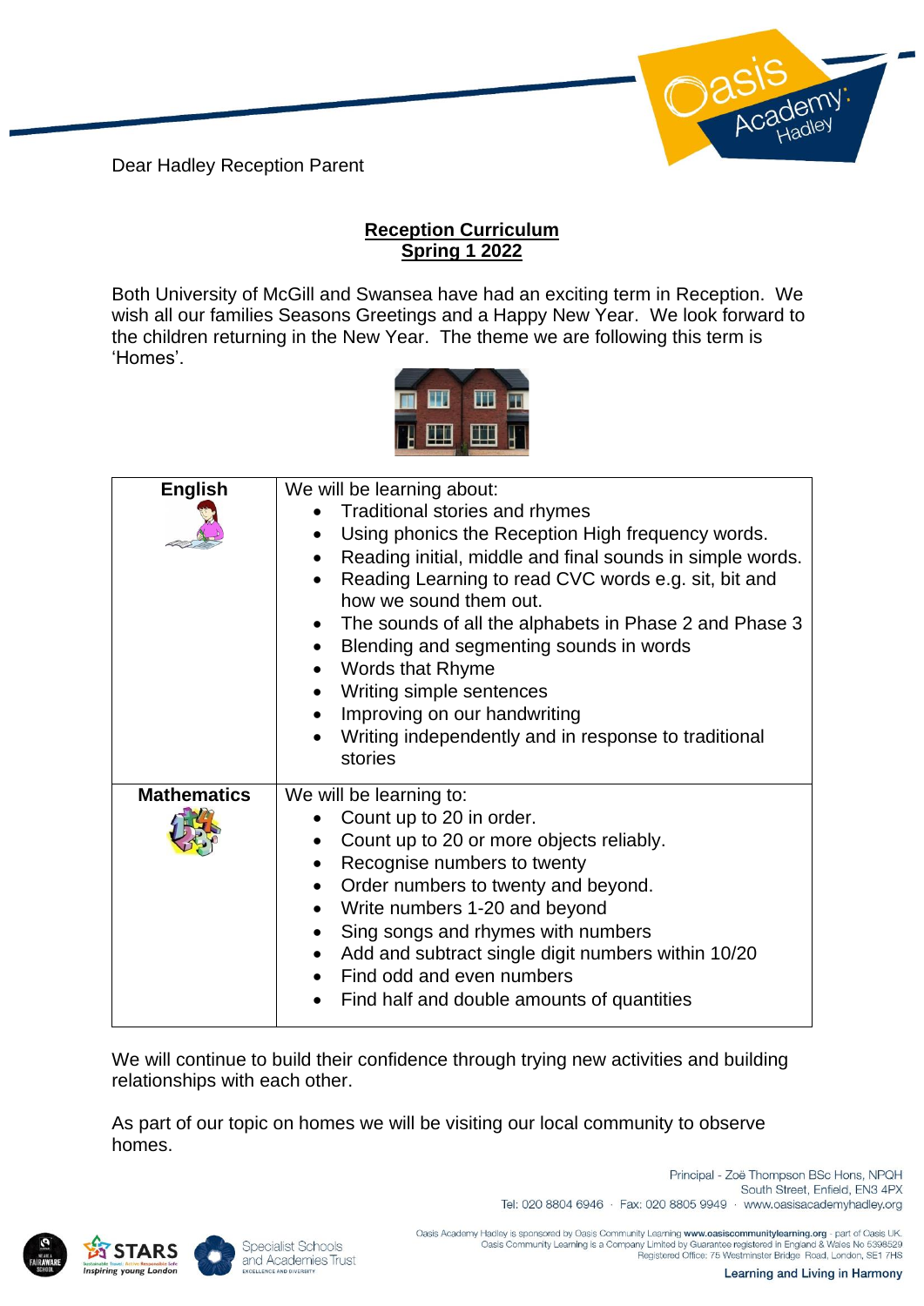Dear Hadley Reception Parent

## Reception Curriculum
## Spring 1 2022

Both University of McGill and Swansea have had an exciting term in Reception. We wish all our families Seasons Greetings and a Happy New Year. We look forward to the children returning in the New Year. The theme we are following this term is 'Homes'.

| **English** | We will be learning about:<br>• Traditional stories and rhymes<br>• Using phonics the Reception High frequency words.<br>• Reading initial, middle and final sounds in simple words.<br>• Reading Learning to read CVC words e.g. sit, bit and how we sound them out.<br>• The sounds of all the alphabets in Phase 2 and Phase 3<br>• Blending and segmenting sounds in words<br>• Words that Rhyme<br>• Writing simple sentences<br>• Improving on our handwriting<br>• Writing independently and in response to traditional stories |
|---|---|
| **Mathematics** | We will be learning to:<br>• Count up to 20 in order.<br>• Count up to 20 or more objects reliably.<br>• Recognise numbers to twenty<br>• Order numbers to twenty and beyond.<br>• Write numbers 1-20 and beyond<br>• Sing songs and rhymes with numbers<br>• Add and subtract single digit numbers within 10/20<br>• Find odd and even numbers<br>• Find half and double amounts of quantities |

We will continue to build their confidence through trying new activities and building relationships with each other.

As part of our topic on homes we will be visiting our local community to observe homes.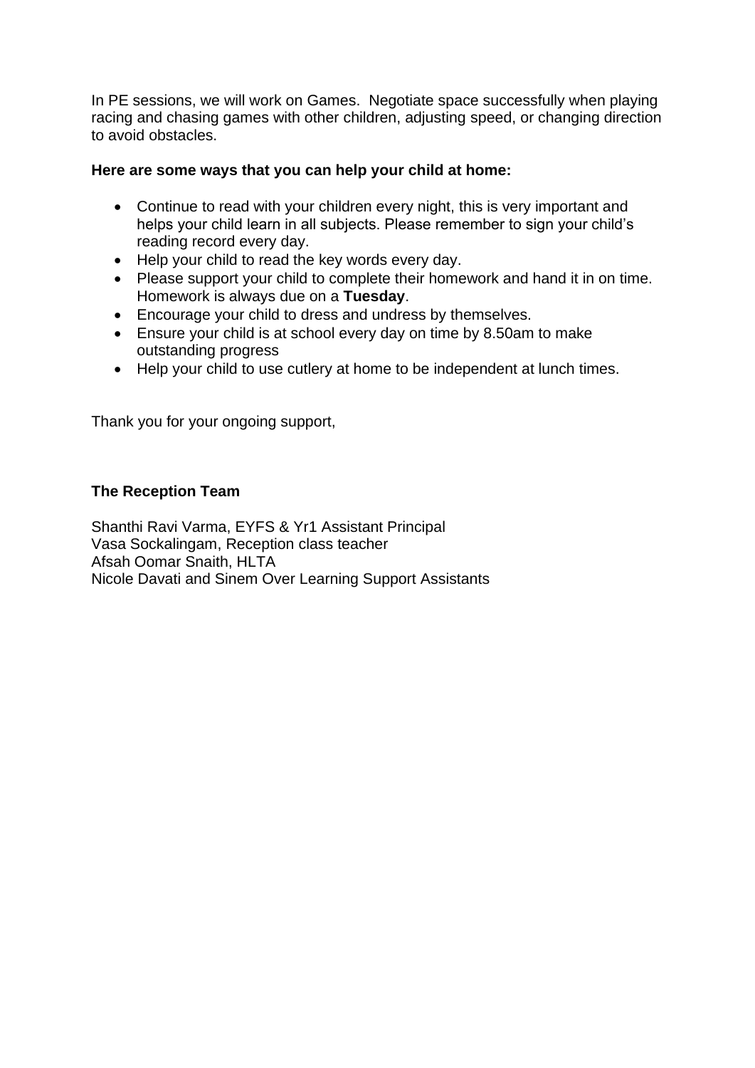In PE sessions, we will work on Games.  Negotiate space successfully when playing racing and chasing games with other children, adjusting speed, or changing direction to avoid obstacles.

**Here are some ways that you can help your child at home:**

- Continue to read with your children every night, this is very important and helps your child learn in all subjects. Please remember to sign your child's reading record every day.
- Help your child to read the key words every day.
- Please support your child to complete their homework and hand it in on time. Homework is always due on a **Tuesday**.
- Encourage your child to dress and undress by themselves.
- Ensure your child is at school every day on time by 8.50am to make outstanding progress
- Help your child to use cutlery at home to be independent at lunch times.

Thank you for your ongoing support,

**The Reception Team**

Shanthi Ravi Varma, EYFS & Yr1 Assistant Principal
Vasa Sockalingam, Reception class teacher
Afsah Oomar Snaith, HLTA
Nicole Davati and Sinem Over Learning Support Assistants